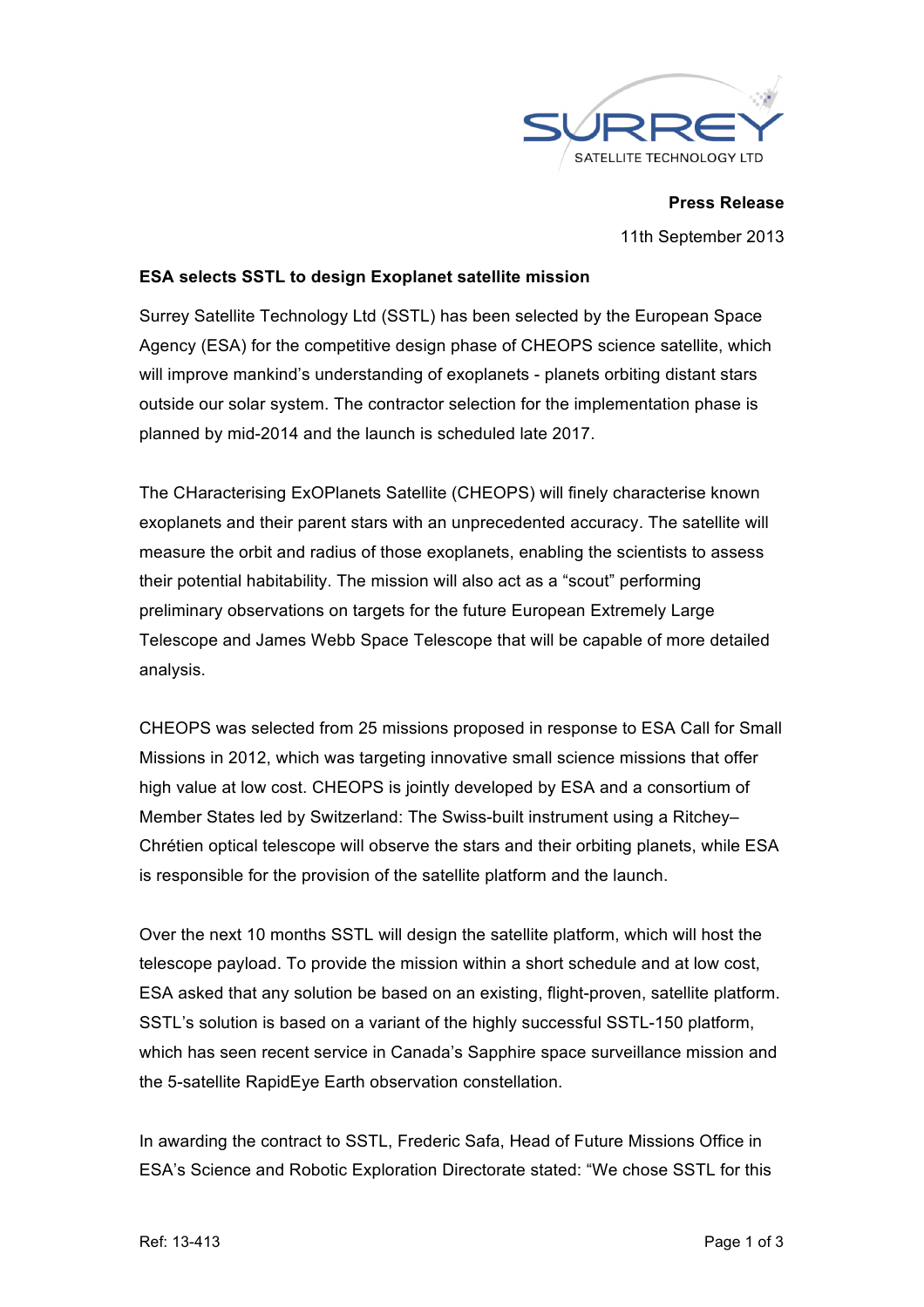SURREY
SATELLITE TECHNOLOGY LTD

**Press Release**

11th September 2013

**ESA selects SSTL to design Exoplanet satellite mission**

Surrey Satellite Technology Ltd (SSTL) has been selected by the European Space Agency (ESA) for the competitive design phase of CHEOPS science satellite, which will improve mankind's understanding of exoplanets - planets orbiting distant stars outside our solar system. The contractor selection for the implementation phase is planned by mid-2014 and the launch is scheduled late 2017.

The CHaracterising ExOPlanets Satellite (CHEOPS) will finely characterise known exoplanets and their parent stars with an unprecedented accuracy. The satellite will measure the orbit and radius of those exoplanets, enabling the scientists to assess their potential habitability. The mission will also act as a "scout" performing preliminary observations on targets for the future European Extremely Large Telescope and James Webb Space Telescope that will be capable of more detailed analysis.

CHEOPS was selected from 25 missions proposed in response to ESA Call for Small Missions in 2012, which was targeting innovative small science missions that offer high value at low cost. CHEOPS is jointly developed by ESA and a consortium of Member States led by Switzerland: The Swiss-built instrument using a Ritchey–Chrétien optical telescope will observe the stars and their orbiting planets, while ESA is responsible for the provision of the satellite platform and the launch.

Over the next 10 months SSTL will design the satellite platform, which will host the telescope payload. To provide the mission within a short schedule and at low cost, ESA asked that any solution be based on an existing, flight-proven, satellite platform. SSTL's solution is based on a variant of the highly successful SSTL-150 platform, which has seen recent service in Canada's Sapphire space surveillance mission and the 5-satellite RapidEye Earth observation constellation.

In awarding the contract to SSTL, Frederic Safa, Head of Future Missions Office in ESA's Science and Robotic Exploration Directorate stated: "We chose SSTL for this

Ref: 13-413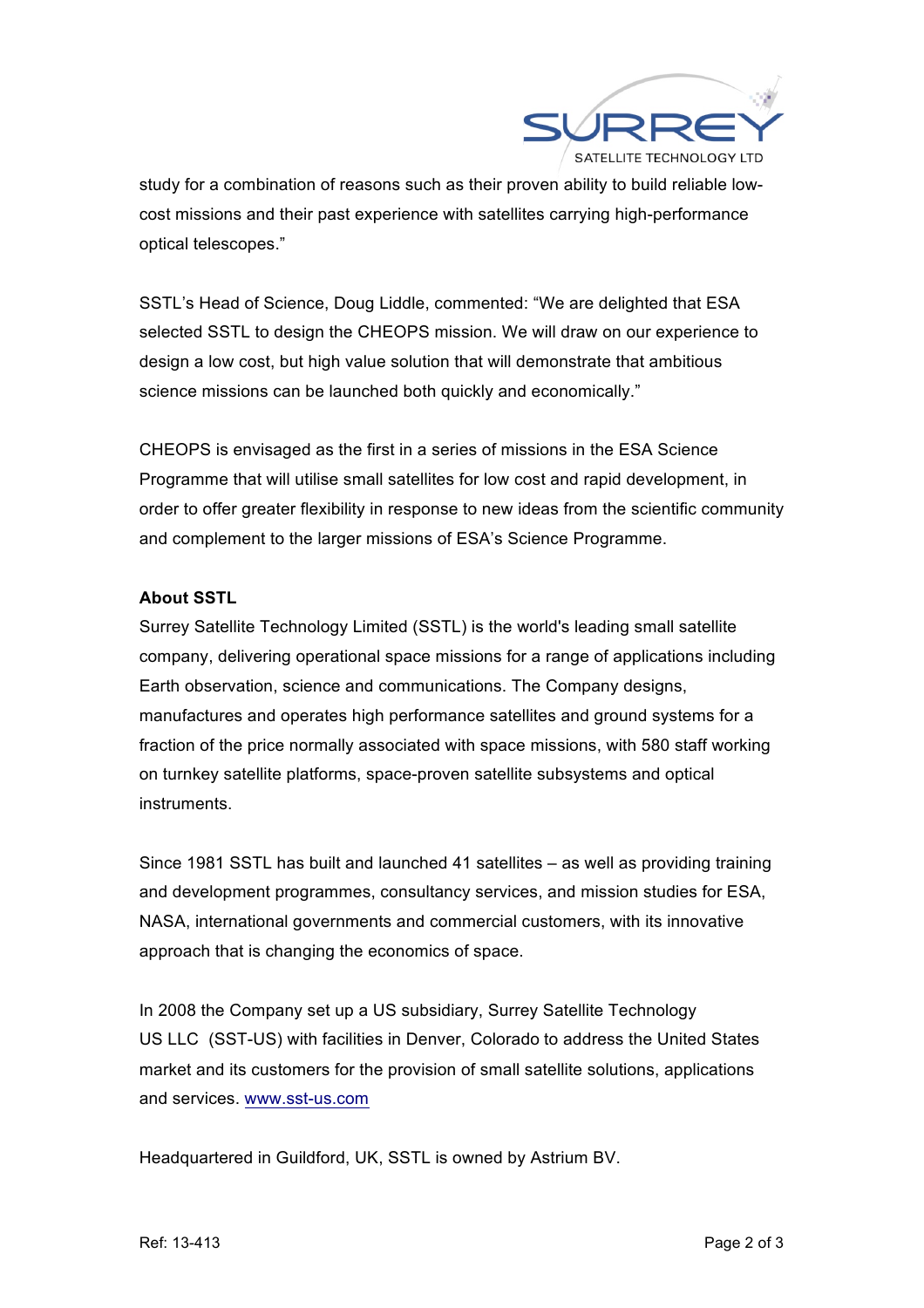study for a combination of reasons such as their proven ability to build reliable low-cost missions and their past experience with satellites carrying high-performance optical telescopes."

SSTL's Head of Science, Doug Liddle, commented: "We are delighted that ESA selected SSTL to design the CHEOPS mission. We will draw on our experience to design a low cost, but high value solution that will demonstrate that ambitious science missions can be launched both quickly and economically."

CHEOPS is envisaged as the first in a series of missions in the ESA Science Programme that will utilise small satellites for low cost and rapid development, in order to offer greater flexibility in response to new ideas from the scientific community and complement to the larger missions of ESA's Science Programme.

**About SSTL**

Surrey Satellite Technology Limited (SSTL) is the world's leading small satellite company, delivering operational space missions for a range of applications including Earth observation, science and communications. The Company designs, manufactures and operates high performance satellites and ground systems for a fraction of the price normally associated with space missions, with 580 staff working on turnkey satellite platforms, space-proven satellite subsystems and optical instruments.

Since 1981 SSTL has built and launched 41 satellites – as well as providing training and development programmes, consultancy services, and mission studies for ESA, NASA, international governments and commercial customers, with its innovative approach that is changing the economics of space.

In 2008 the Company set up a US subsidiary, Surrey Satellite Technology US LLC (SST-US) with facilities in Denver, Colorado to address the United States market and its customers for the provision of small satellite solutions, applications and services. www.sst-us.com

Headquartered in Guildford, UK, SSTL is owned by Astrium BV.

Ref: 13-413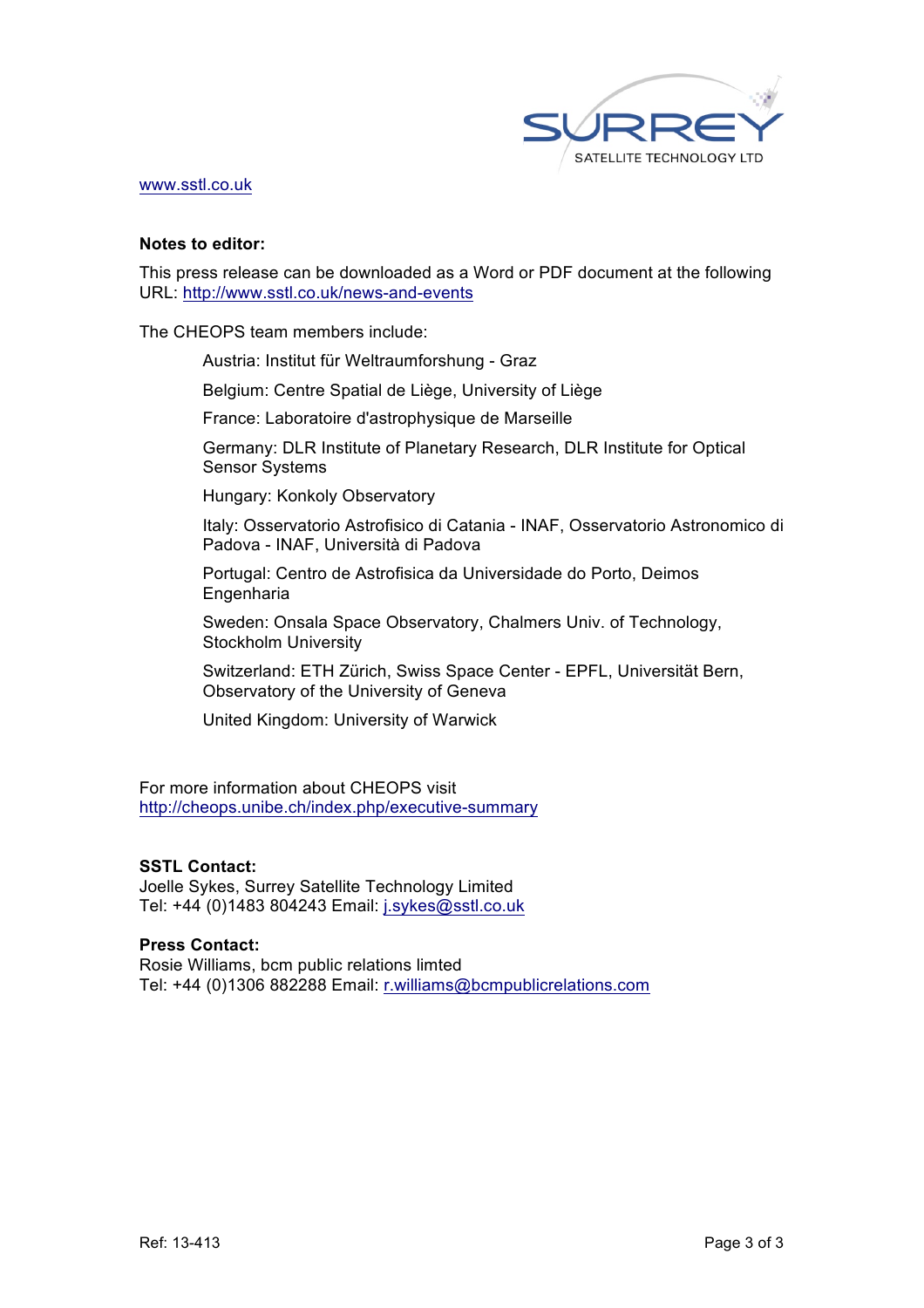www.sstl.co.uk

**Notes to editor:**

This press release can be downloaded as a Word or PDF document at the following URL: http://www.sstl.co.uk/news-and-events

The CHEOPS team members include:

- Austria: Institut für Weltraumforshung - Graz
- Belgium: Centre Spatial de Liège, University of Liège
- France: Laboratoire d'astrophysique de Marseille
- Germany: DLR Institute of Planetary Research, DLR Institute for Optical Sensor Systems
- Hungary: Konkoly Observatory
- Italy: Osservatorio Astrofisico di Catania - INAF, Osservatorio Astronomico di Padova - INAF, Università di Padova
- Portugal: Centro de Astrofisica da Universidade do Porto, Deimos Engenharia
- Sweden: Onsala Space Observatory, Chalmers Univ. of Technology, Stockholm University
- Switzerland: ETH Zürich, Swiss Space Center - EPFL, Universität Bern, Observatory of the University of Geneva
- United Kingdom: University of Warwick

For more information about CHEOPS visit http://cheops.unibe.ch/index.php/executive-summary

**SSTL Contact:**
Joelle Sykes, Surrey Satellite Technology Limited
Tel: +44 (0)1483 804243 Email: j.sykes@sstl.co.uk

**Press Contact:**
Rosie Williams, bcm public relations limted
Tel: +44 (0)1306 882288 Email: r.williams@bcmpublicrelations.com

Ref: 13-413